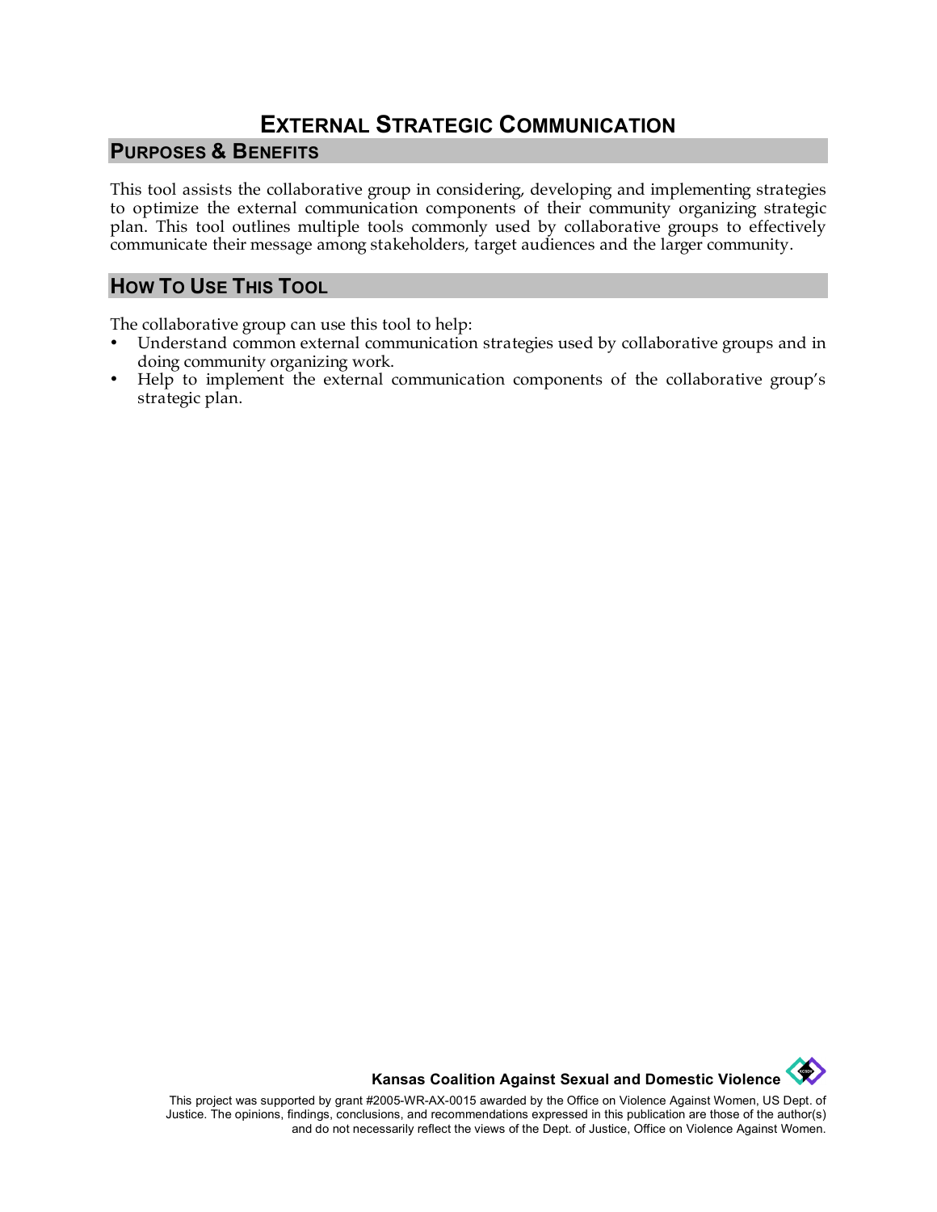# EXTERNAL STRATEGIC COMMUNICATION

## PURPOSES & BENEFITS

This tool assists the collaborative group in considering, developing and implementing strategies to optimize the external communication components of their community organizing strategic plan. This tool outlines multiple tools commonly used by collaborative groups to effectively communicate their message among stakeholders, target audiences and the larger community.

## HOW TO USE THIS TOOL

The collaborative group can use this tool to help:

- Understand common external communication strategies used by collaborative groups and in doing community organizing work.
- Help to implement the external communication components of the collaborative group's strategic plan.

**Kansas Coalition Against Sexual and Domestic Violence**

This project was supported by grant #2005-WR-AX-0015 awarded by the Office on Violence Against Women, US Dept. of Justice. The opinions, findings, conclusions, and recommendations expressed in this publication are those of the author(s) and do not necessarily reflect the views of the Dept. of Justice, Office on Violence Against Women.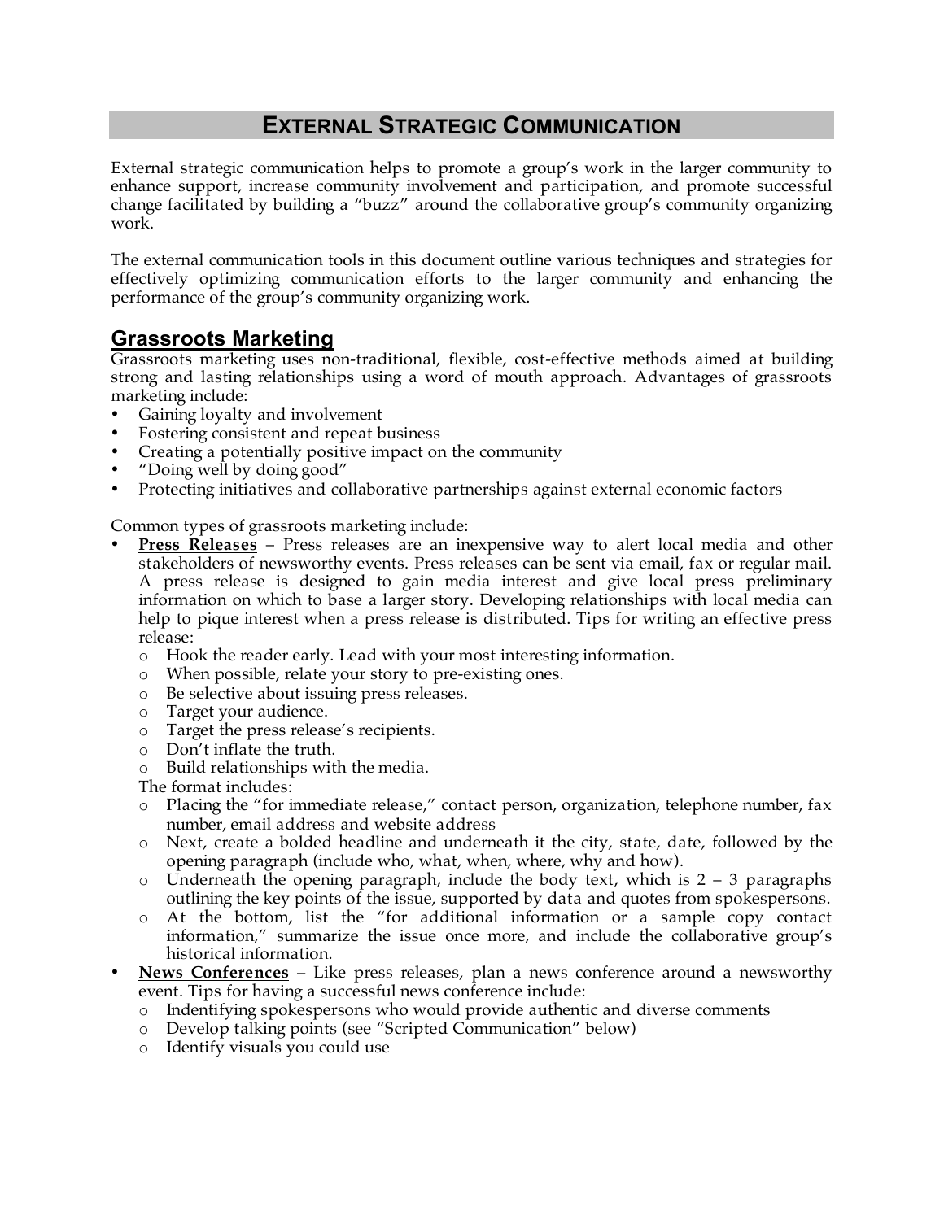# EXTERNAL STRATEGIC COMMUNICATION

External strategic communication helps to promote a group's work in the larger community to enhance support, increase community involvement and participation, and promote successful change facilitated by building a "buzz" around the collaborative group's community organizing work.

The external communication tools in this document outline various techniques and strategies for effectively optimizing communication efforts to the larger community and enhancing the performance of the group's community organizing work.

## Grassroots Marketing

Grassroots marketing uses non-traditional, flexible, cost-effective methods aimed at building strong and lasting relationships using a word of mouth approach. Advantages of grassroots marketing include:

- Gaining loyalty and involvement
- Fostering consistent and repeat business
- Creating a potentially positive impact on the community
- "Doing well by doing good"
- Protecting initiatives and collaborative partnerships against external economic factors

Common types of grassroots marketing include:

- **Press Releases** – Press releases are an inexpensive way to alert local media and other stakeholders of newsworthy events. Press releases can be sent via email, fax or regular mail. A press release is designed to gain media interest and give local press preliminary information on which to base a larger story. Developing relationships with local media can help to pique interest when a press release is distributed. Tips for writing an effective press release:
  - Hook the reader early. Lead with your most interesting information.
  - When possible, relate your story to pre-existing ones.
  - Be selective about issuing press releases.
  - Target your audience.
  - Target the press release's recipients.
  - Don't inflate the truth.
  - Build relationships with the media.

  The format includes:
  - Placing the "for immediate release," contact person, organization, telephone number, fax number, email address and website address
  - Next, create a bolded headline and underneath it the city, state, date, followed by the opening paragraph (include who, what, when, where, why and how).
  - Underneath the opening paragraph, include the body text, which is 2 – 3 paragraphs outlining the key points of the issue, supported by data and quotes from spokespersons.
  - At the bottom, list the "for additional information or a sample copy contact information," summarize the issue once more, and include the collaborative group's historical information.
- **News Conferences** – Like press releases, plan a news conference around a newsworthy event. Tips for having a successful news conference include:
  - Indentifying spokespersons who would provide authentic and diverse comments
  - Develop talking points (see "Scripted Communication" below)
  - Identify visuals you could use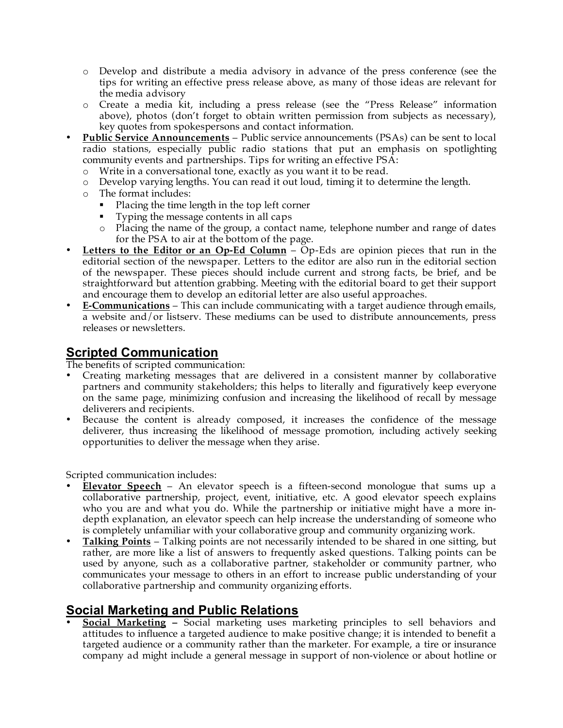- Develop and distribute a media advisory in advance of the press conference (see the tips for writing an effective press release above, as many of those ideas are relevant for the media advisory
  - Create a media kit, including a press release (see the "Press Release" information above), photos (don't forget to obtain written permission from subjects as necessary), key quotes from spokespersons and contact information.
- **<u>Public Service Announcements</u>** – Public service announcements (PSAs) can be sent to local radio stations, especially public radio stations that put an emphasis on spotlighting community events and partnerships. Tips for writing an effective PSA:
  - Write in a conversational tone, exactly as you want it to be read.
  - Develop varying lengths. You can read it out loud, timing it to determine the length.
  - The format includes:
    - Placing the time length in the top left corner
    - Typing the message contents in all caps
    - Placing the name of the group, a contact name, telephone number and range of dates for the PSA to air at the bottom of the page.
- **<u>Letters to the Editor or an Op-Ed Column</u>** – Op-Eds are opinion pieces that run in the editorial section of the newspaper. Letters to the editor are also run in the editorial section of the newspaper. These pieces should include current and strong facts, be brief, and be straightforward but attention grabbing. Meeting with the editorial board to get their support and encourage them to develop an editorial letter are also useful approaches.
- **<u>E-Communications</u>** – This can include communicating with a target audience through emails, a website and/or listserv. These mediums can be used to distribute announcements, press releases or newsletters.

## Scripted Communication

The benefits of scripted communication:

- Creating marketing messages that are delivered in a consistent manner by collaborative partners and community stakeholders; this helps to literally and figuratively keep everyone on the same page, minimizing confusion and increasing the likelihood of recall by message deliverers and recipients.
- Because the content is already composed, it increases the confidence of the message deliverer, thus increasing the likelihood of message promotion, including actively seeking opportunities to deliver the message when they arise.

Scripted communication includes:

- **<u>Elevator Speech</u>** – An elevator speech is a fifteen-second monologue that sums up a collaborative partnership, project, event, initiative, etc. A good elevator speech explains who you are and what you do. While the partnership or initiative might have a more in-depth explanation, an elevator speech can help increase the understanding of someone who is completely unfamiliar with your collaborative group and community organizing work.
- **<u>Talking Points</u>** – Talking points are not necessarily intended to be shared in one sitting, but rather, are more like a list of answers to frequently asked questions. Talking points can be used by anyone, such as a collaborative partner, stakeholder or community partner, who communicates your message to others in an effort to increase public understanding of your collaborative partnership and community organizing efforts.

## Social Marketing and Public Relations

- **<u>Social Marketing</u> –** Social marketing uses marketing principles to sell behaviors and attitudes to influence a targeted audience to make positive change; it is intended to benefit a targeted audience or a community rather than the marketer. For example, a tire or insurance company ad might include a general message in support of non-violence or about hotline or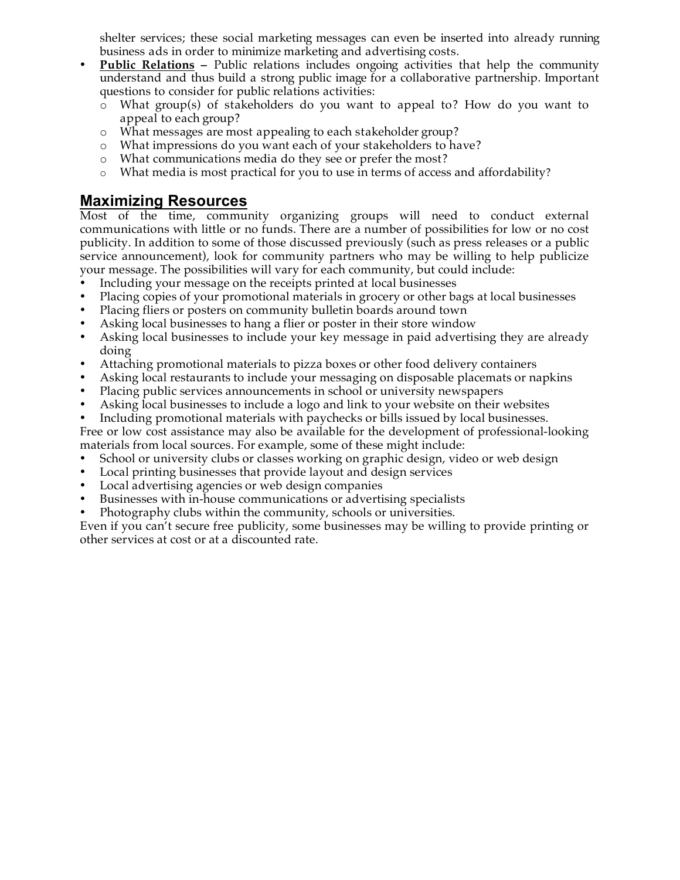shelter services; these social marketing messages can even be inserted into already running business ads in order to minimize marketing and advertising costs.

- **Public Relations** – Public relations includes ongoing activities that help the community understand and thus build a strong public image for a collaborative partnership. Important questions to consider for public relations activities:
  - What group(s) of stakeholders do you want to appeal to? How do you want to appeal to each group?
  - What messages are most appealing to each stakeholder group?
  - What impressions do you want each of your stakeholders to have?
  - What communications media do they see or prefer the most?
  - What media is most practical for you to use in terms of access and affordability?

## Maximizing Resources

Most of the time, community organizing groups will need to conduct external communications with little or no funds. There are a number of possibilities for low or no cost publicity. In addition to some of those discussed previously (such as press releases or a public service announcement), look for community partners who may be willing to help publicize your message. The possibilities will vary for each community, but could include:

- Including your message on the receipts printed at local businesses
- Placing copies of your promotional materials in grocery or other bags at local businesses
- Placing fliers or posters on community bulletin boards around town
- Asking local businesses to hang a flier or poster in their store window
- Asking local businesses to include your key message in paid advertising they are already doing
- Attaching promotional materials to pizza boxes or other food delivery containers
- Asking local restaurants to include your messaging on disposable placemats or napkins
- Placing public services announcements in school or university newspapers
- Asking local businesses to include a logo and link to your website on their websites
- Including promotional materials with paychecks or bills issued by local businesses.

Free or low cost assistance may also be available for the development of professional-looking materials from local sources. For example, some of these might include:

- School or university clubs or classes working on graphic design, video or web design
- Local printing businesses that provide layout and design services
- Local advertising agencies or web design companies
- Businesses with in-house communications or advertising specialists
- Photography clubs within the community, schools or universities.

Even if you can't secure free publicity, some businesses may be willing to provide printing or other services at cost or at a discounted rate.